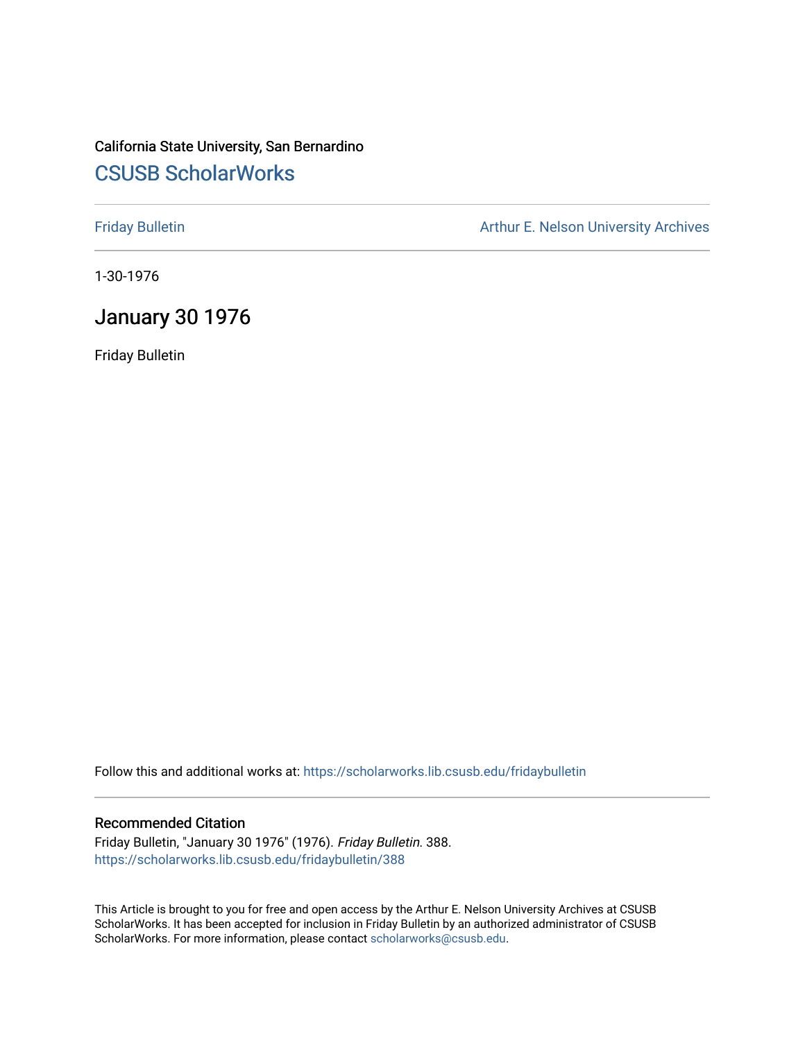California State University, San Bernardino

# CSUSB ScholarWorks

Friday Bulletin

Arthur E. Nelson University Archives

1-30-1976

## January 30 1976

Friday Bulletin

Follow this and additional works at: https://scholarworks.lib.csusb.edu/fridaybulletin

### Recommended Citation

Friday Bulletin, "January 30 1976" (1976). *Friday Bulletin*. 388.
https://scholarworks.lib.csusb.edu/fridaybulletin/388

This Article is brought to you for free and open access by the Arthur E. Nelson University Archives at CSUSB ScholarWorks. It has been accepted for inclusion in Friday Bulletin by an authorized administrator of CSUSB ScholarWorks. For more information, please contact scholarworks@csusb.edu.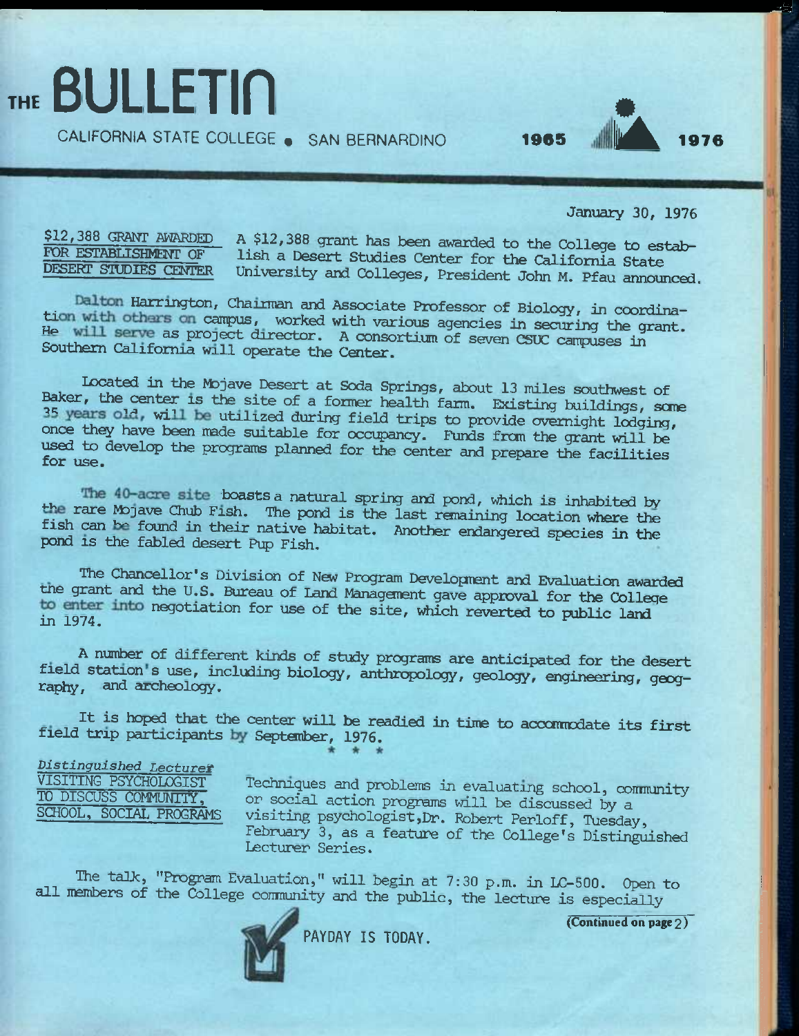# THE BULLETIN

CALIFORNIA STATE COLLEGE • SAN BERNARDINO

1965 1976

January 30, 1976

**$12,388 GRANT AWARDED FOR ESTABLISHMENT OF DESERT STUDIES CENTER**

A $12,388 grant has been awarded to the College to establish a Desert Studies Center for the California State University and Colleges, President John M. Pfau announced.

Dalton Harrington, Chairman and Associate Professor of Biology, in coordination with others on campus, worked with various agencies in securing the grant. He will serve as project director. A consortium of seven CSUC campuses in Southern California will operate the Center.

Located in the Mojave Desert at Soda Springs, about 13 miles southwest of Baker, the center is the site of a former health farm. Existing buildings, some 35 years old, will be utilized during field trips to provide overnight lodging, once they have been made suitable for occupancy. Funds from the grant will be used to develop the programs planned for the center and prepare the facilities for use.

The 40-acre site boasts a natural spring and pond, which is inhabited by the rare Mojave Chub Fish. The pond is the last remaining location where the fish can be found in their native habitat. Another endangered species in the pond is the fabled desert Pup Fish.

The Chancellor's Division of New Program Development and Evaluation awarded the grant and the U.S. Bureau of Land Management gave approval for the College to enter into negotiation for use of the site, which reverted to public land in 1974.

A number of different kinds of study programs are anticipated for the desert field station's use, including biology, anthropology, geology, engineering, geography, and archeology.

It is hoped that the center will be readied in time to accommodate its first field trip participants by September, 1976.

\* \* \*

*Distinguished Lecturer*

**VISITING PSYCHOLOGIST TO DISCUSS COMMUNITY, SCHOOL, SOCIAL PROGRAMS**

Techniques and problems in evaluating school, community or social action programs will be discussed by a visiting psychologist, Dr. Robert Perloff, Tuesday, February 3, as a feature of the College's Distinguished Lecturer Series.

The talk, "Program Evaluation," will begin at 7:30 p.m. in LC-500. Open to all members of the College community and the public, the lecture is especially

(Continued on page 2)

PAYDAY IS TODAY.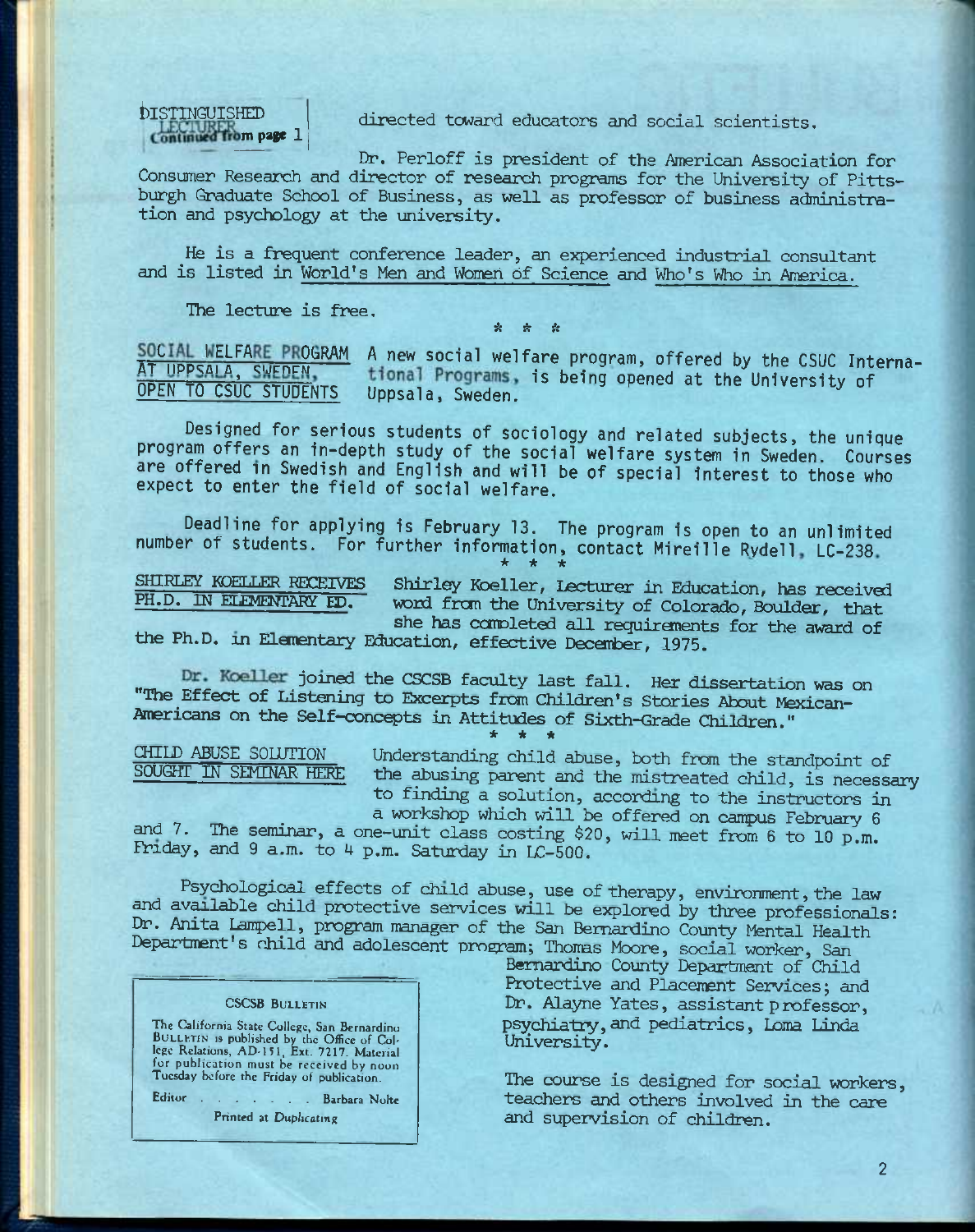DISTINGUISHED LECTURER Continued from page 1

directed toward educators and social scientists.

Dr. Perloff is president of the American Association for Consumer Research and director of research programs for the University of Pittsburgh Graduate School of Business, as well as professor of business administration and psychology at the university.

He is a frequent conference leader, an experienced industrial consultant and is listed in World's Men and Women of Science and Who's Who in America.

The lecture is free.

\* \* \*

**SOCIAL WELFARE PROGRAM AT UPPSALA, SWEDEN, OPEN TO CSUC STUDENTS**

A new social welfare program, offered by the CSUC International Programs, is being opened at the University of Uppsala, Sweden.

Designed for serious students of sociology and related subjects, the unique program offers an in-depth study of the social welfare system in Sweden. Courses are offered in Swedish and English and will be of special interest to those who expect to enter the field of social welfare.

Deadline for applying is February 13. The program is open to an unlimited number of students. For further information, contact Mireille Rydell, LC-238.

\* \* \*

**SHIRLEY KOELLER RECEIVES PH.D. IN ELEMENTARY ED.**

Shirley Koeller, Lecturer in Education, has received word from the University of Colorado, Boulder, that she has completed all requirements for the award of the Ph.D. in Elementary Education, effective December, 1975.

Dr. Koeller joined the CSCSB faculty last fall. Her dissertation was on "The Effect of Listening to Excerpts from Children's Stories About Mexican-Americans on the Self-concepts in Attitudes of Sixth-Grade Children."

\* \* \*

**CHILD ABUSE SOLUTION SOUGHT IN SEMINAR HERE**

Understanding child abuse, both from the standpoint of the abusing parent and the mistreated child, is necessary to finding a solution, according to the instructors in a workshop which will be offered on campus February 6 and 7. The seminar, a one-unit class costing $20, will meet from 6 to 10 p.m. Friday, and 9 a.m. to 4 p.m. Saturday in LC-500.

Psychological effects of child abuse, use of therapy, environment, the law and available child protective services will be explored by three professionals: Dr. Anita Lampell, program manager of the San Bernardino County Mental Health Department's child and adolescent program; Thomas Moore, social worker, San Bernardino County Department of Child Protective and Placement Services; and Dr. Alayne Yates, assistant professor, psychiatry, and pediatrics, Loma Linda University.

The course is designed for social workers, teachers and others involved in the care and supervision of children.

---

**CSCSB BULLETIN**

The California State College, San Bernardino BULLETIN is published by the Office of College Relations, AD-151, Ext. 7217. Material for publication must be received by noon Tuesday before the Friday of publication.

Editor . . . . . . . Barbara Nolte

*Printed at Duplicating*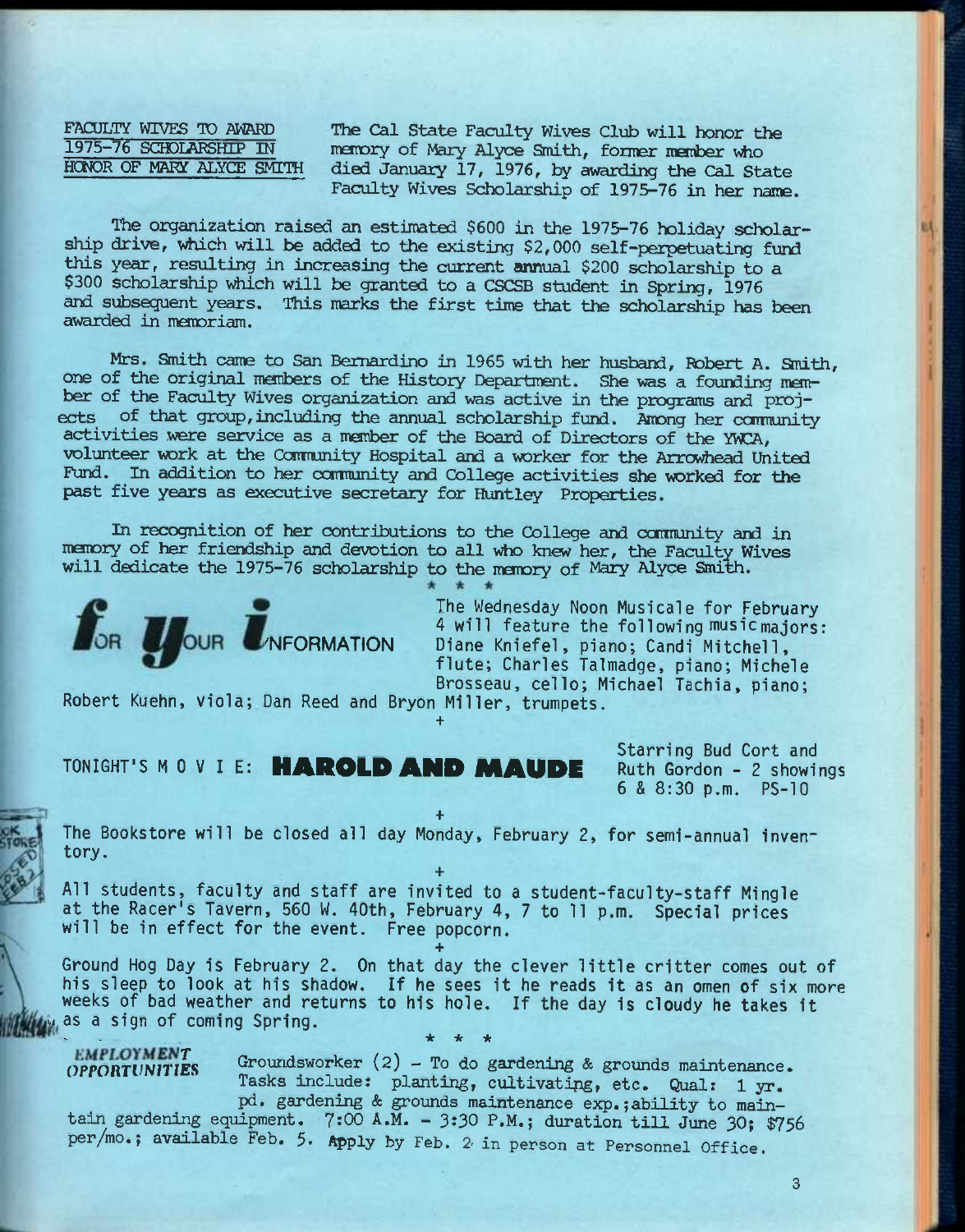**FACULTY WIVES TO AWARD 1975-76 SCHOLARSHIP IN HONOR OF MARY ALYCE SMITH**

The Cal State Faculty Wives Club will honor the memory of Mary Alyce Smith, former member who died January 17, 1976, by awarding the Cal State Faculty Wives Scholarship of 1975-76 in her name.

The organization raised an estimated $600 in the 1975-76 holiday scholarship drive, which will be added to the existing $2,000 self-perpetuating fund this year, resulting in increasing the current annual $200 scholarship to a $300 scholarship which will be granted to a CSCSB student in Spring, 1976 and subsequent years. This marks the first time that the scholarship has been awarded in memoriam.

Mrs. Smith came to San Bernardino in 1965 with her husband, Robert A. Smith, one of the original members of the History Department. She was a founding member of the Faculty Wives organization and was active in the programs and projects of that group, including the annual scholarship fund. Among her community activities were service as a member of the Board of Directors of the YWCA, volunteer work at the Community Hospital and a worker for the Arrowhead United Fund. In addition to her community and College activities she worked for the past five years as executive secretary for Huntley Properties.

In recognition of her contributions to the College and community and in memory of her friendship and devotion to all who knew her, the Faculty Wives will dedicate the 1975-76 scholarship to the memory of Mary Alyce Smith.

\* \* \*

**FOR YOUR INFORMATION**

The Wednesday Noon Musicale for February 4 will feature the following music majors: Diane Kniefel, piano; Candi Mitchell, flute; Charles Talmadge, piano; Michele Brosseau, cello; Michael Tachia, piano; Robert Kuehn, viola; Dan Reed and Bryon Miller, trumpets.

\+

TONIGHT'S MOVIE: **HAROLD AND MAUDE** Starring Bud Cort and Ruth Gordon - 2 showings 6 & 8:30 p.m. PS-10

\+

The Bookstore will be closed all day Monday, February 2, for semi-annual inventory.

\+

All students, faculty and staff are invited to a student-faculty-staff Mingle at the Racer's Tavern, 560 W. 40th, February 4, 7 to 11 p.m. Special prices will be in effect for the event. Free popcorn.

\+

Ground Hog Day is February 2. On that day the clever little critter comes out of his sleep to look at his shadow. If he sees it he reads it as an omen of six more weeks of bad weather and returns to his hole. If the day is cloudy he takes it as a sign of coming Spring.

\* \* \*

***EMPLOYMENT OPPORTUNITIES***

Groundsworker (2) - To do gardening & grounds maintenance. Tasks include: planting, cultivating, etc. Qual: 1 yr. pd. gardening & grounds maintenance exp.; ability to maintain gardening equipment. 7:00 A.M. - 3:30 P.M.; duration till June 30; $756 per/mo.; available Feb. 5. Apply by Feb. 2 in person at Personnel Office.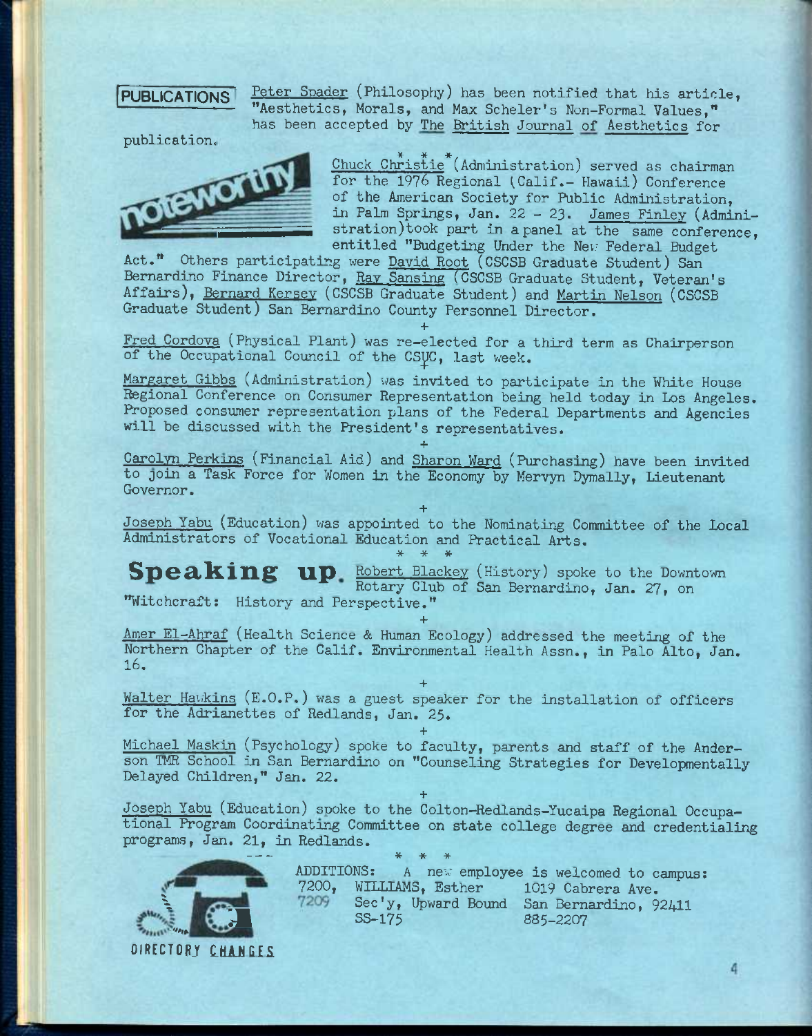**PUBLICATIONS**

Peter Spader (Philosophy) has been notified that his article, "Aesthetics, Morals, and Max Scheler's Non-Formal Values," has been accepted by The British Journal of Aesthetics for publication.

\* \* \*

**noteworthy**

Chuck Christie (Administration) served as chairman for the 1976 Regional (Calif.- Hawaii) Conference of the American Society for Public Administration, in Palm Springs, Jan. 22 - 23. James Finley (Administration) took part in a panel at the same conference, entitled "Budgeting Under the New Federal Budget Act." Others participating were David Root (CSCSB Graduate Student) San Bernardino Finance Director, Ray Sansing (CSCSB Graduate Student, Veteran's Affairs), Bernard Kersey (CSCSB Graduate Student) and Martin Nelson (CSCSB Graduate Student) San Bernardino County Personnel Director.

\+

Fred Cordova (Physical Plant) was re-elected for a third term as Chairperson of the Occupational Council of the CSUC, last week.

\+

Margaret Gibbs (Administration) was invited to participate in the White House Regional Conference on Consumer Representation being held today in Los Angeles. Proposed consumer representation plans of the Federal Departments and Agencies will be discussed with the President's representatives.

\+

Carolyn Perkins (Financial Aid) and Sharon Ward (Purchasing) have been invited to join a Task Force for Women in the Economy by Mervyn Dymally, Lieutenant Governor.

\+

Joseph Yabu (Education) was appointed to the Nominating Committee of the Local Administrators of Vocational Education and Practical Arts.

\* \* \*

**Speaking up.** Robert Blackey (History) spoke to the Downtown Rotary Club of San Bernardino, Jan. 27, on "Witchcraft: History and Perspective."

\+

Amer El-Ahraf (Health Science & Human Ecology) addressed the meeting of the Northern Chapter of the Calif. Environmental Health Assn., in Palo Alto, Jan. 16.

\+

Walter Hawkins (E.O.P.) was a guest speaker for the installation of officers for the Adrianettes of Redlands, Jan. 25.

\+

Michael Maskin (Psychology) spoke to faculty, parents and staff of the Anderson TMR School in San Bernardino on "Counseling Strategies for Developmentally Delayed Children," Jan. 22.

\+

Joseph Yabu (Education) spoke to the Colton-Redlands-Yucaipa Regional Occupational Program Coordinating Committee on state college degree and credentialing programs, Jan. 21, in Redlands.

\* \* \*

**DIRECTORY CHANGES**

ADDITIONS: A new employee is welcomed to campus:

| | | |
|---|---|---|
| 7200, 7209 | WILLIAMS, Esther | 1019 Cabrera Ave. |
| | Sec'y, Upward Bound | San Bernardino, 92411 |
| | SS-175 | 885-2207 |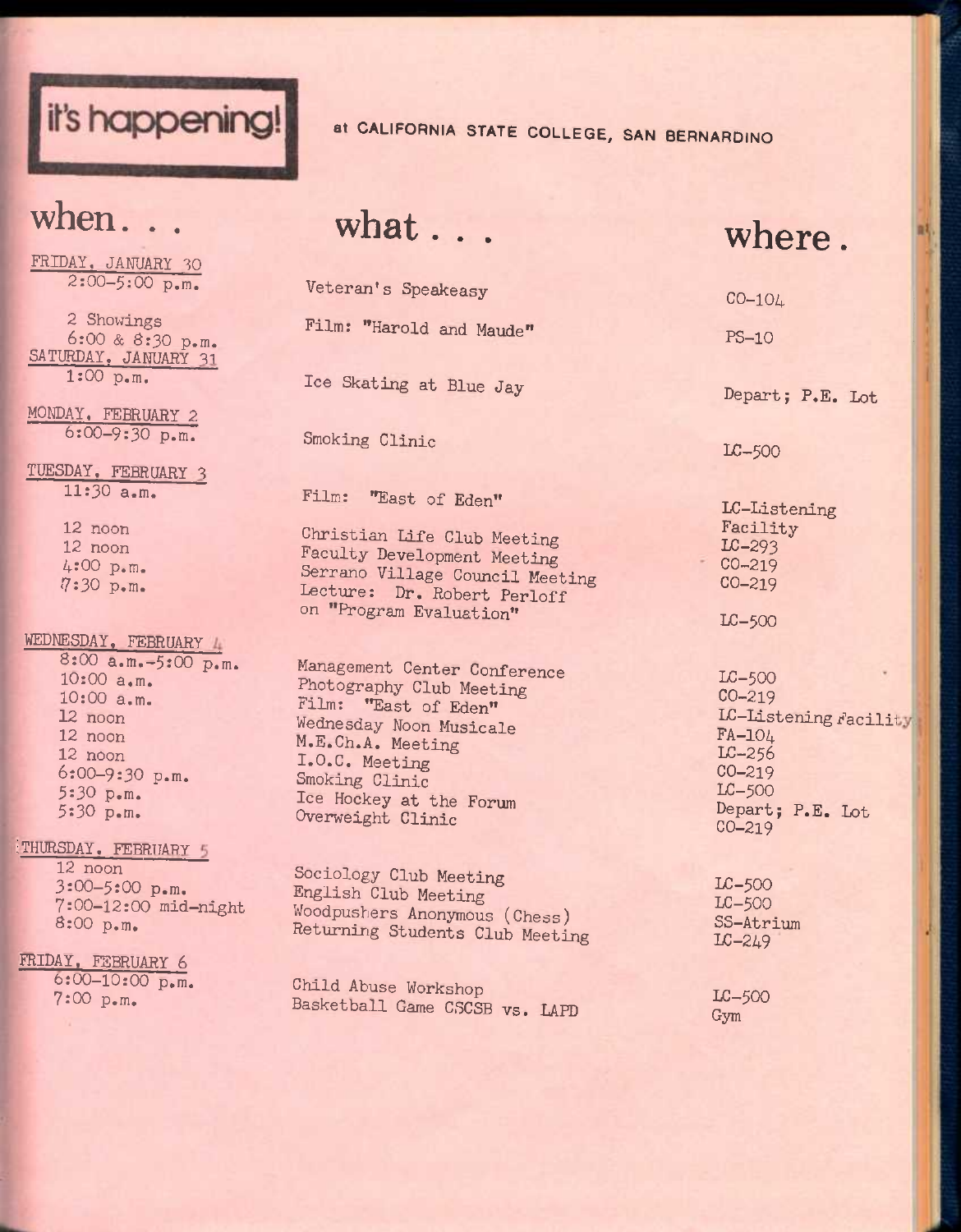# it's happening! at CALIFORNIA STATE COLLEGE, SAN BERNARDINO

| when... | what... | where. |
|---|---|---|
| **FRIDAY, JANUARY 30** | | |
| 2:00-5:00 p.m. | Veteran's Speakeasy | CO-104 |
| 2 Showings 6:00 & 8:30 p.m. | Film: "Harold and Maude" | PS-10 |
| **SATURDAY, JANUARY 31** | | |
| 1:00 p.m. | Ice Skating at Blue Jay | Depart; P.E. Lot |
| **MONDAY, FEBRUARY 2** | | |
| 6:00-9:30 p.m. | Smoking Clinic | LC-500 |
| **TUESDAY, FEBRUARY 3** | | |
| 11:30 a.m. | Film: "East of Eden" | LC-Listening Facility |
| 12 noon | Christian Life Club Meeting | LC-293 |
| 12 noon | Faculty Development Meeting | CO-219 |
| 4:00 p.m. | Serrano Village Council Meeting | CO-219 |
| 7:30 p.m. | Lecture: Dr. Robert Perloff on "Program Evaluation" | LC-500 |
| **WEDNESDAY, FEBRUARY 4** | | |
| 8:00 a.m.-5:00 p.m. | Management Center Conference | LC-500 |
| 10:00 a.m. | Photography Club Meeting | CO-219 |
| 10:00 a.m. | Film: "East of Eden" | LC-Listening Facility |
| 12 noon | Wednesday Noon Musicale | FA-104 |
| 12 noon | M.E.Ch.A. Meeting | LC-256 |
| 12 noon | I.O.C. Meeting | CO-219 |
| 6:00-9:30 p.m. | Smoking Clinic | LC-500 |
| 5:30 p.m. | Ice Hockey at the Forum | Depart; P.E. Lot |
| 5:30 p.m. | Overweight Clinic | CO-219 |
| **THURSDAY, FEBRUARY 5** | | |
| 12 noon | Sociology Club Meeting | LC-500 |
| 3:00-5:00 p.m. | English Club Meeting | LC-500 |
| 7:00-12:00 mid-night | Woodpushers Anonymous (Chess) | SS-Atrium |
| 8:00 p.m. | Returning Students Club Meeting | LC-249 |
| **FRIDAY, FEBRUARY 6** | | |
| 6:00-10:00 p.m. | Child Abuse Workshop | LC-500 |
| 7:00 p.m. | Basketball Game CSCSB vs. LAPD | Gym |